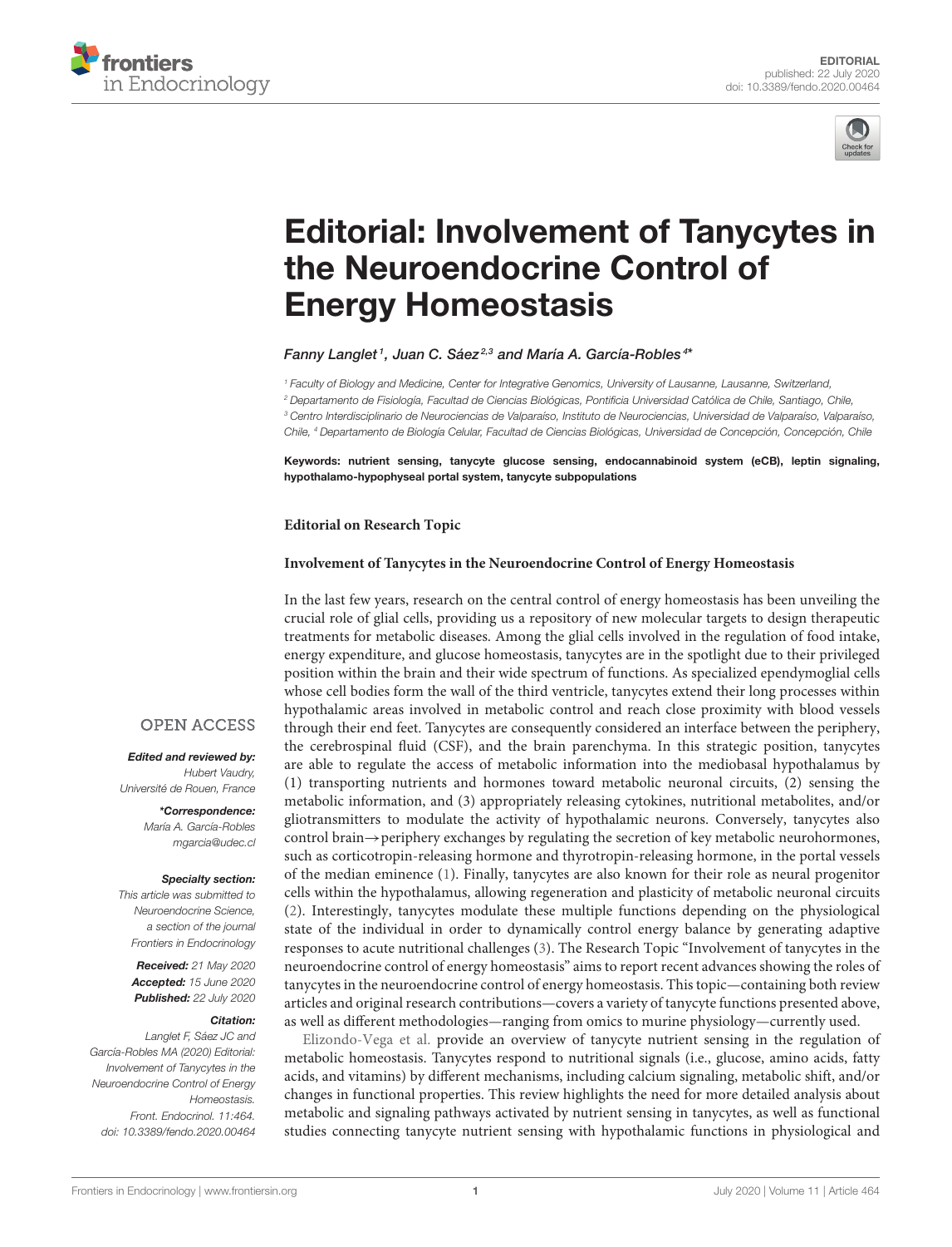EDITORIAL
published: 22 July 2020
doi: 10.3389/fendo.2020.00464

# Editorial: Involvement of Tanycytes in the Neuroendocrine Control of Energy Homeostasis

*Fanny Langlet[1], Juan C. Sáez[2,3] and María A. García-Robles[4]**

[1] Faculty of Biology and Medicine, Center for Integrative Genomics, University of Lausanne, Lausanne, Switzerland,
[2] Departamento de Fisiología, Facultad de Ciencias Biológicas, Pontificia Universidad Católica de Chile, Santiago, Chile,
[3] Centro Interdisciplinario de Neurociencias de Valparaíso, Instituto de Neurociencias, Universidad de Valparaíso, Valparaíso, Chile,
[4] Departamento de Biología Celular, Facultad de Ciencias Biológicas, Universidad de Concepción, Concepción, Chile

**Keywords: nutrient sensing, tanycyte glucose sensing, endocannabinoid system (eCB), leptin signaling, hypothalamo-hypophyseal portal system, tanycyte subpopulations**

**Editorial on Research Topic**

**Involvement of Tanycytes in the Neuroendocrine Control of Energy Homeostasis**

OPEN ACCESS

***Edited and reviewed by:***
*Hubert Vaudry,*
*Université de Rouen, France*

***\*Correspondence:***
*María A. García-Robles*
*mgarcia@udec.cl*

***Specialty section:***
*This article was submitted to Neuroendocrine Science, a section of the journal Frontiers in Endocrinology*

***Received:*** *21 May 2020*
***Accepted:*** *15 June 2020*
***Published:*** *22 July 2020*

***Citation:***
*Langlet F, Sáez JC and García-Robles MA (2020) Editorial: Involvement of Tanycytes in the Neuroendocrine Control of Energy Homeostasis. Front. Endocrinol. 11:464. doi: 10.3389/fendo.2020.00464*

In the last few years, research on the central control of energy homeostasis has been unveiling the crucial role of glial cells, providing us a repository of new molecular targets to design therapeutic treatments for metabolic diseases. Among the glial cells involved in the regulation of food intake, energy expenditure, and glucose homeostasis, tanycytes are in the spotlight due to their privileged position within the brain and their wide spectrum of functions. As specialized ependymoglial cells whose cell bodies form the wall of the third ventricle, tanycytes extend their long processes within hypothalamic areas involved in metabolic control and reach close proximity with blood vessels through their end feet. Tanycytes are consequently considered an interface between the periphery, the cerebrospinal fluid (CSF), and the brain parenchyma. In this strategic position, tanycytes are able to regulate the access of metabolic information into the mediobasal hypothalamus by (1) transporting nutrients and hormones toward metabolic neuronal circuits, (2) sensing the metabolic information, and (3) appropriately releasing cytokines, nutritional metabolites, and/or gliotransmitters to modulate the activity of hypothalamic neurons. Conversely, tanycytes also control brain→periphery exchanges by regulating the secretion of key metabolic neurohormones, such as corticotropin-releasing hormone and thyrotropin-releasing hormone, in the portal vessels of the median eminence (1). Finally, tanycytes are also known for their role as neural progenitor cells within the hypothalamus, allowing regeneration and plasticity of metabolic neuronal circuits (2). Interestingly, tanycytes modulate these multiple functions depending on the physiological state of the individual in order to dynamically control energy balance by generating adaptive responses to acute nutritional challenges (3). The Research Topic "Involvement of tanycytes in the neuroendocrine control of energy homeostasis" aims to report recent advances showing the roles of tanycytes in the neuroendocrine control of energy homeostasis. This topic—containing both review articles and original research contributions—covers a variety of tanycyte functions presented above, as well as different methodologies—ranging from omics to murine physiology—currently used.

Elizondo-Vega et al. provide an overview of tanycyte nutrient sensing in the regulation of metabolic homeostasis. Tanycytes respond to nutritional signals (i.e., glucose, amino acids, fatty acids, and vitamins) by different mechanisms, including calcium signaling, metabolic shift, and/or changes in functional properties. This review highlights the need for more detailed analysis about metabolic and signaling pathways activated by nutrient sensing in tanycytes, as well as functional studies connecting tanycyte nutrient sensing with hypothalamic functions in physiological and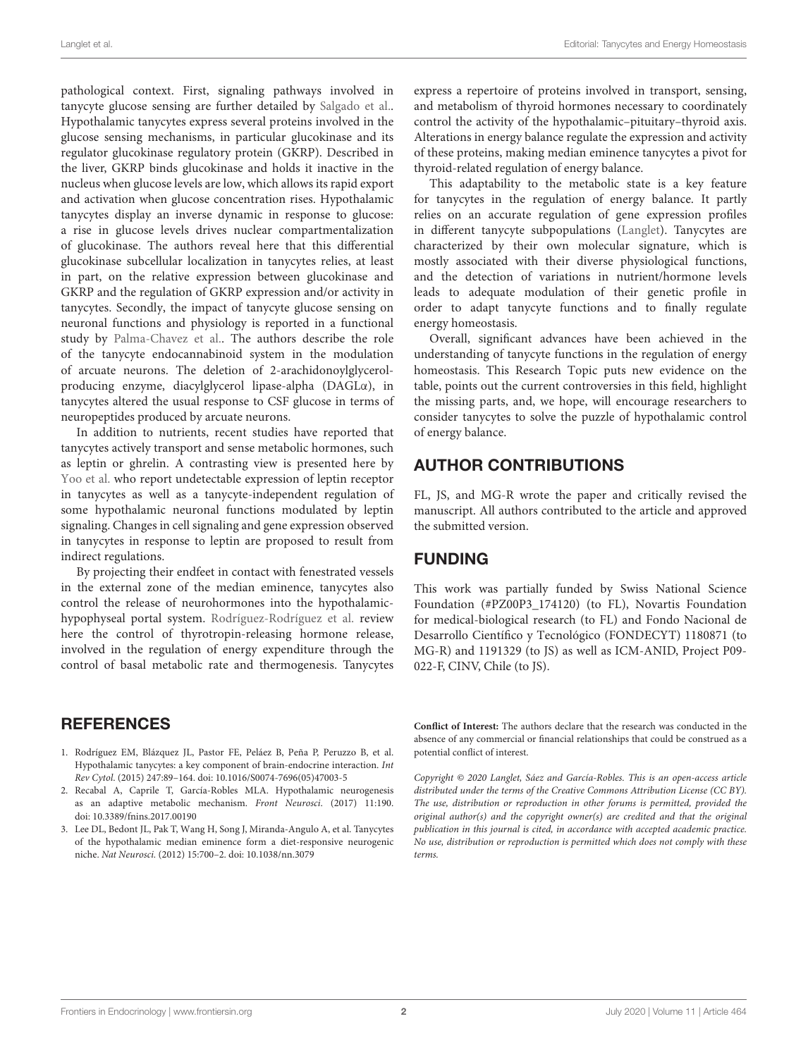pathological context. First, signaling pathways involved in tanycyte glucose sensing are further detailed by Salgado et al.. Hypothalamic tanycytes express several proteins involved in the glucose sensing mechanisms, in particular glucokinase and its regulator glucokinase regulatory protein (GKRP). Described in the liver, GKRP binds glucokinase and holds it inactive in the nucleus when glucose levels are low, which allows its rapid export and activation when glucose concentration rises. Hypothalamic tanycytes display an inverse dynamic in response to glucose: a rise in glucose levels drives nuclear compartmentalization of glucokinase. The authors reveal here that this differential glucokinase subcellular localization in tanycytes relies, at least in part, on the relative expression between glucokinase and GKRP and the regulation of GKRP expression and/or activity in tanycytes. Secondly, the impact of tanycyte glucose sensing on neuronal functions and physiology is reported in a functional study by Palma-Chavez et al.. The authors describe the role of the tanycyte endocannabinoid system in the modulation of arcuate neurons. The deletion of 2-arachidonoylglycerol-producing enzyme, diacylglycerol lipase-alpha (DAGLα), in tanycytes altered the usual response to CSF glucose in terms of neuropeptides produced by arcuate neurons.

In addition to nutrients, recent studies have reported that tanycytes actively transport and sense metabolic hormones, such as leptin or ghrelin. A contrasting view is presented here by Yoo et al. who report undetectable expression of leptin receptor in tanycytes as well as a tanycyte-independent regulation of some hypothalamic neuronal functions modulated by leptin signaling. Changes in cell signaling and gene expression observed in tanycytes in response to leptin are proposed to result from indirect regulations.

By projecting their endfeet in contact with fenestrated vessels in the external zone of the median eminence, tanycytes also control the release of neurohormones into the hypothalamic-hypophyseal portal system. Rodríguez-Rodríguez et al. review here the control of thyrotropin-releasing hormone release, involved in the regulation of energy expenditure through the control of basal metabolic rate and thermogenesis. Tanycytes express a repertoire of proteins involved in transport, sensing, and metabolism of thyroid hormones necessary to coordinately control the activity of the hypothalamic–pituitary–thyroid axis. Alterations in energy balance regulate the expression and activity of these proteins, making median eminence tanycytes a pivot for thyroid-related regulation of energy balance.

This adaptability to the metabolic state is a key feature for tanycytes in the regulation of energy balance. It partly relies on an accurate regulation of gene expression profiles in different tanycyte subpopulations (Langlet). Tanycytes are characterized by their own molecular signature, which is mostly associated with their diverse physiological functions, and the detection of variations in nutrient/hormone levels leads to adequate modulation of their genetic profile in order to adapt tanycyte functions and to finally regulate energy homeostasis.

Overall, significant advances have been achieved in the understanding of tanycyte functions in the regulation of energy homeostasis. This Research Topic puts new evidence on the table, points out the current controversies in this field, highlight the missing parts, and, we hope, will encourage researchers to consider tanycytes to solve the puzzle of hypothalamic control of energy balance.

## AUTHOR CONTRIBUTIONS

FL, JS, and MG-R wrote the paper and critically revised the manuscript. All authors contributed to the article and approved the submitted version.

## FUNDING

This work was partially funded by Swiss National Science Foundation (#PZ00P3_174120) (to FL), Novartis Foundation for medical-biological research (to FL) and Fondo Nacional de Desarrollo Científico y Tecnológico (FONDECYT) 1180871 (to MG-R) and 1191329 (to JS) as well as ICM-ANID, Project P09-022-F, CINV, Chile (to JS).

## REFERENCES

1. Rodríguez EM, Blázquez JL, Pastor FE, Peláez B, Peña P, Peruzzo B, et al. Hypothalamic tanycytes: a key component of brain-endocrine interaction. *Int Rev Cytol.* (2015) 247:89–164. doi: 10.1016/S0074-7696(05)47003-5
2. Recabal A, Caprile T, García-Robles MLA. Hypothalamic neurogenesis as an adaptive metabolic mechanism. *Front Neurosci.* (2017) 11:190. doi: 10.3389/fnins.2017.00190
3. Lee DL, Bedont JL, Pak T, Wang H, Song J, Miranda-Angulo A, et al. Tanycytes of the hypothalamic median eminence form a diet-responsive neurogenic niche. *Nat Neurosci.* (2012) 15:700–2. doi: 10.1038/nn.3079

**Conflict of Interest:** The authors declare that the research was conducted in the absence of any commercial or financial relationships that could be construed as a potential conflict of interest.

*Copyright © 2020 Langlet, Sáez and García-Robles. This is an open-access article distributed under the terms of the Creative Commons Attribution License (CC BY). The use, distribution or reproduction in other forums is permitted, provided the original author(s) and the copyright owner(s) are credited and that the original publication in this journal is cited, in accordance with accepted academic practice. No use, distribution or reproduction is permitted which does not comply with these terms.*